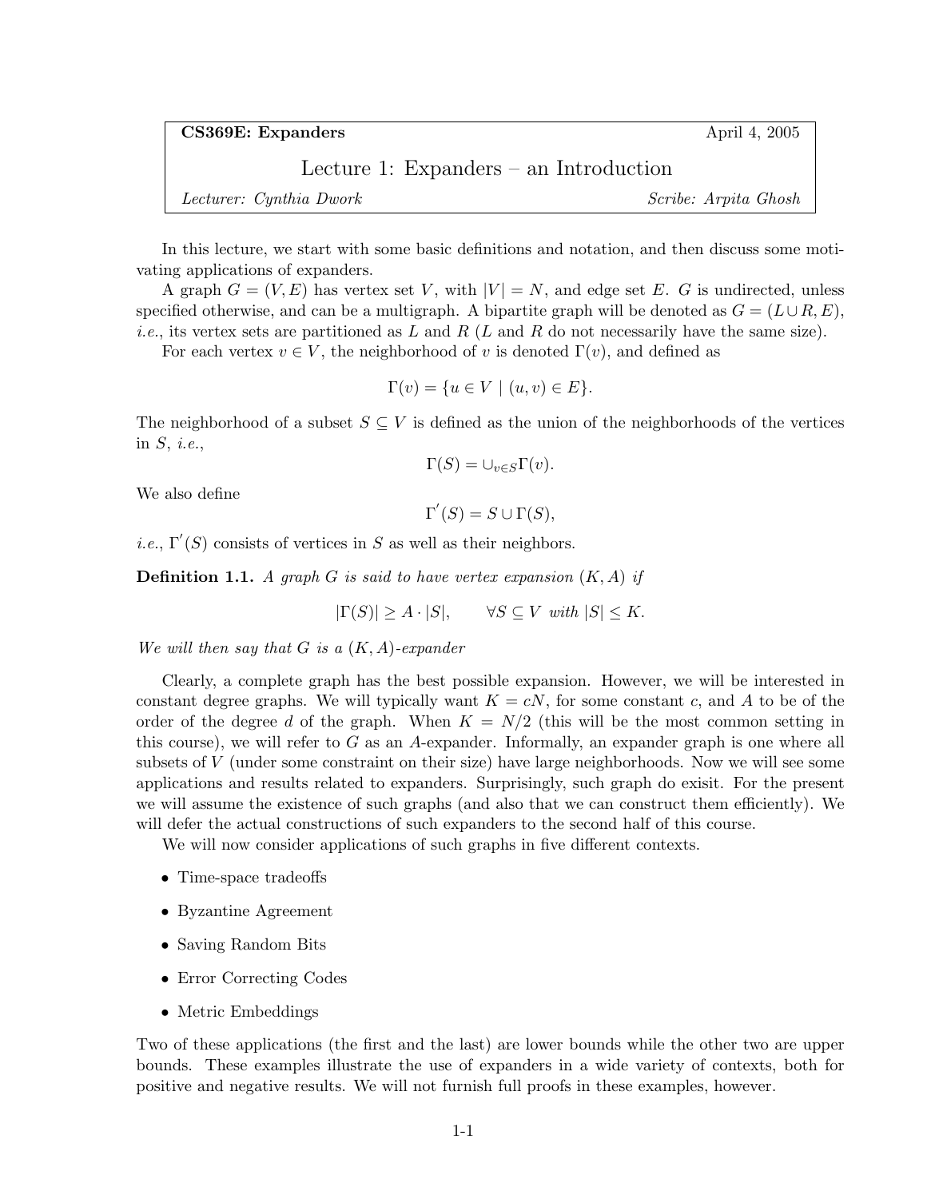**CS369E: Expanders** April 4, 2005

# Lecture 1: Expanders – an Introduction

*Lecturer: Cynthia Dwork* *Scribe: Arpita Ghosh*

In this lecture, we start with some basic definitions and notation, and then discuss some motivating applications of expanders.

A graph $G = (V, E)$ has vertex set $V$, with $|V| = N$, and edge set $E$. $G$ is undirected, unless specified otherwise, and can be a multigraph. A bipartite graph will be denoted as $G = (L \cup R, E)$, *i.e.*, its vertex sets are partitioned as $L$ and $R$ ($L$ and $R$ do not necessarily have the same size).

For each vertex $v \in V$, the neighborhood of $v$ is denoted $\Gamma(v)$, and defined as

$$\Gamma(v) = \{u \in V \mid (u, v) \in E\}.$$

The neighborhood of a subset $S \subseteq V$ is defined as the union of the neighborhoods of the vertices in $S$, *i.e.*,

$$\Gamma(S) = \cup_{v \in S} \Gamma(v).$$

We also define

$$\Gamma'(S) = S \cup \Gamma(S),$$

*i.e.*, $\Gamma'(S)$ consists of vertices in $S$ as well as their neighbors.

**Definition 1.1.** *A graph $G$ is said to have vertex expansion $(K, A)$ if*

$$|\Gamma(S)| \geq A \cdot |S|, \qquad \forall S \subseteq V \text{ with } |S| \leq K.$$

*We will then say that $G$ is a $(K, A)$-expander*

Clearly, a complete graph has the best possible expansion. However, we will be interested in constant degree graphs. We will typically want $K = cN$, for some constant $c$, and $A$ to be of the order of the degree $d$ of the graph. When $K = N/2$ (this will be the most common setting in this course), we will refer to $G$ as an $A$-expander. Informally, an expander graph is one where all subsets of $V$ (under some constraint on their size) have large neighborhoods. Now we will see some applications and results related to expanders. Surprisingly, such graph do exisit. For the present we will assume the existence of such graphs (and also that we can construct them efficiently). We will defer the actual constructions of such expanders to the second half of this course.

We will now consider applications of such graphs in five different contexts.

- Time-space tradeoffs
- Byzantine Agreement
- Saving Random Bits
- Error Correcting Codes
- Metric Embeddings

Two of these applications (the first and the last) are lower bounds while the other two are upper bounds. These examples illustrate the use of expanders in a wide variety of contexts, both for positive and negative results. We will not furnish full proofs in these examples, however.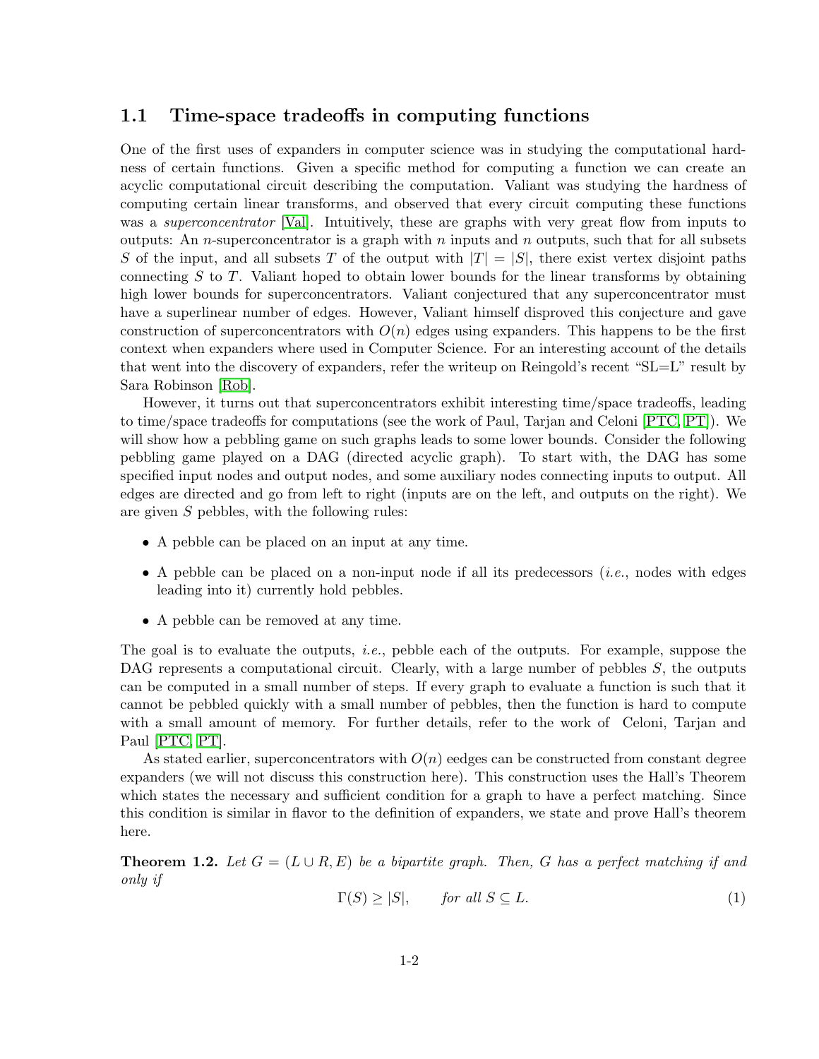## 1.1 Time-space tradeoffs in computing functions

One of the first uses of expanders in computer science was in studying the computational hardness of certain functions. Given a specific method for computing a function we can create an acyclic computational circuit describing the computation. Valiant was studying the hardness of computing certain linear transforms, and observed that every circuit computing these functions was a *superconcentrator* [Val]. Intuitively, these are graphs with very great flow from inputs to outputs: An $n$-superconcentrator is a graph with $n$ inputs and $n$ outputs, such that for all subsets $S$ of the input, and all subsets $T$ of the output with $|T| = |S|$, there exist vertex disjoint paths connecting $S$ to $T$. Valiant hoped to obtain lower bounds for the linear transforms by obtaining high lower bounds for superconcentrators. Valiant conjectured that any superconcentrator must have a superlinear number of edges. However, Valiant himself disproved this conjecture and gave construction of superconcentrators with $O(n)$ edges using expanders. This happens to be the first context when expanders where used in Computer Science. For an interesting account of the details that went into the discovery of expanders, refer the writeup on Reingold's recent "SL=L" result by Sara Robinson [Rob].

However, it turns out that superconcentrators exhibit interesting time/space tradeoffs, leading to time/space tradeoffs for computations (see the work of Paul, Tarjan and Celoni [PTC, PT]). We will show how a pebbling game on such graphs leads to some lower bounds. Consider the following pebbling game played on a DAG (directed acyclic graph). To start with, the DAG has some specified input nodes and output nodes, and some auxiliary nodes connecting inputs to output. All edges are directed and go from left to right (inputs are on the left, and outputs on the right). We are given $S$ pebbles, with the following rules:

- A pebble can be placed on an input at any time.
- A pebble can be placed on a non-input node if all its predecessors (*i.e.*, nodes with edges leading into it) currently hold pebbles.
- A pebble can be removed at any time.

The goal is to evaluate the outputs, *i.e.*, pebble each of the outputs. For example, suppose the DAG represents a computational circuit. Clearly, with a large number of pebbles $S$, the outputs can be computed in a small number of steps. If every graph to evaluate a function is such that it cannot be pebbled quickly with a small number of pebbles, then the function is hard to compute with a small amount of memory. For further details, refer to the work of Celoni, Tarjan and Paul [PTC, PT].

As stated earlier, superconcentrators with $O(n)$ eedges can be constructed from constant degree expanders (we will not discuss this construction here). This construction uses the Hall's Theorem which states the necessary and sufficient condition for a graph to have a perfect matching. Since this condition is similar in flavor to the definition of expanders, we state and prove Hall's theorem here.

**Theorem 1.2.** *Let $G = (L \cup R, E)$ be a bipartite graph. Then, $G$ has a perfect matching if and only if*

$$\Gamma(S) \geq |S|, \qquad \text{for all } S \subseteq L. \tag{1}$$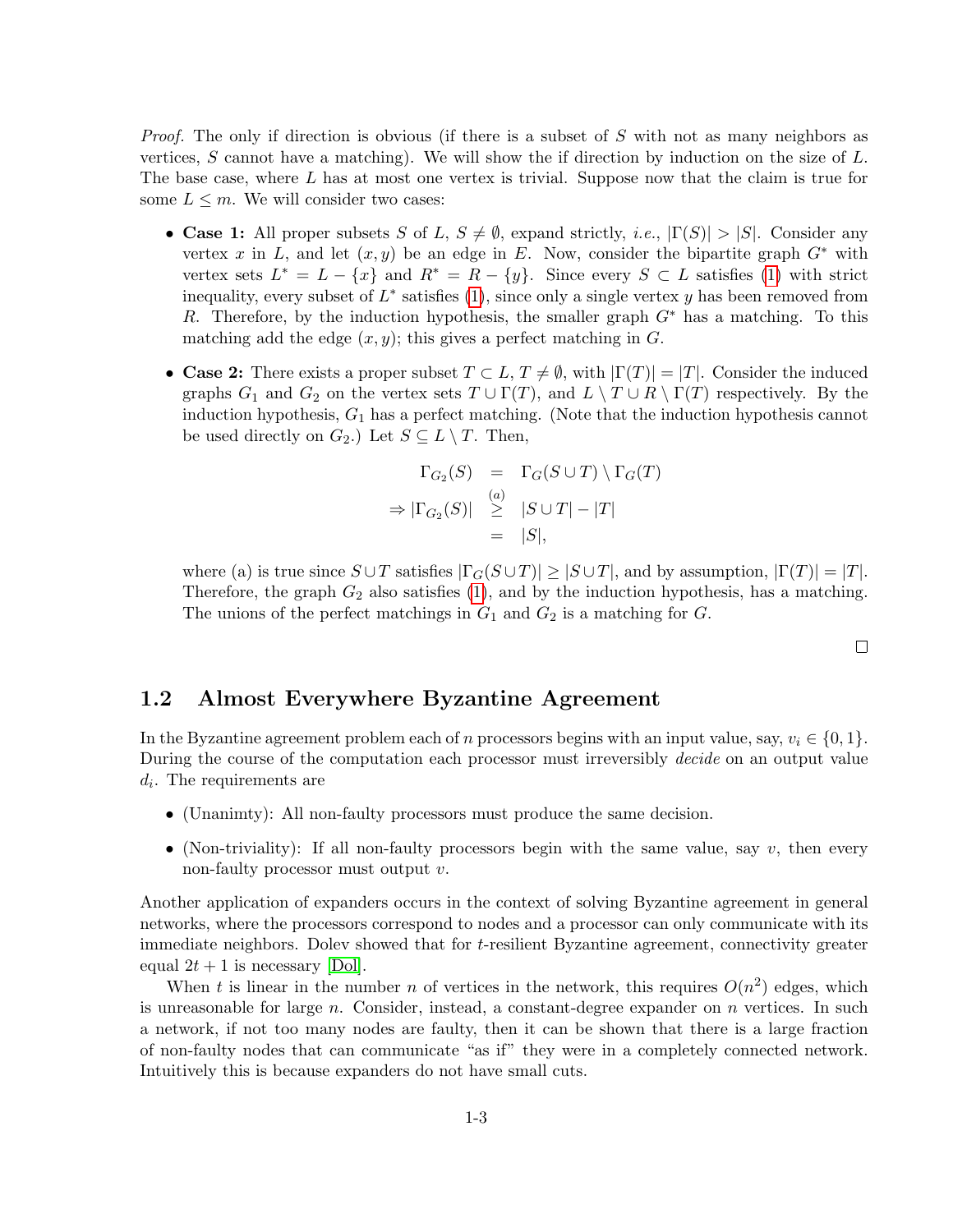*Proof.* The only if direction is obvious (if there is a subset of $S$ with not as many neighbors as vertices, $S$ cannot have a matching). We will show the if direction by induction on the size of $L$. The base case, where $L$ has at most one vertex is trivial. Suppose now that the claim is true for some $L \leq m$. We will consider two cases:

- **Case 1:** All proper subsets $S$ of $L$, $S \neq \emptyset$, expand strictly, *i.e.*, $|\Gamma(S)| > |S|$. Consider any vertex $x$ in $L$, and let $(x, y)$ be an edge in $E$. Now, consider the bipartite graph $G^*$ with vertex sets $L^* = L - \{x\}$ and $R^* = R - \{y\}$. Since every $S \subset L$ satisfies (1) with strict inequality, every subset of $L^*$ satisfies (1), since only a single vertex $y$ has been removed from $R$. Therefore, by the induction hypothesis, the smaller graph $G^*$ has a matching. To this matching add the edge $(x, y)$; this gives a perfect matching in $G$.

- **Case 2:** There exists a proper subset $T \subset L$, $T \neq \emptyset$, with $|\Gamma(T)| = |T|$. Consider the induced graphs $G_1$ and $G_2$ on the vertex sets $T \cup \Gamma(T)$, and $L \setminus T \cup R \setminus \Gamma(T)$ respectively. By the induction hypothesis, $G_1$ has a perfect matching. (Note that the induction hypothesis cannot be used directly on $G_2$.) Let $S \subseteq L \setminus T$. Then,

$$
\begin{aligned}
\Gamma_{G_2}(S) &= \Gamma_G(S \cup T) \setminus \Gamma_G(T) \\
\Rightarrow |\Gamma_{G_2}(S)| &\overset{(a)}{\geq} |S \cup T| - |T| \\
&= |S|,
\end{aligned}
$$

  where (a) is true since $S \cup T$ satisfies $|\Gamma_G(S \cup T)| \geq |S \cup T|$, and by assumption, $|\Gamma(T)| = |T|$. Therefore, the graph $G_2$ also satisfies (1), and by the induction hypothesis, has a matching. The unions of the perfect matchings in $G_1$ and $G_2$ is a matching for $G$.

□

## 1.2 Almost Everywhere Byzantine Agreement

In the Byzantine agreement problem each of $n$ processors begins with an input value, say, $v_i \in \{0, 1\}$. During the course of the computation each processor must irreversibly *decide* on an output value $d_i$. The requirements are

- (Unanimty): All non-faulty processors must produce the same decision.
- (Non-triviality): If all non-faulty processors begin with the same value, say $v$, then every non-faulty processor must output $v$.

Another application of expanders occurs in the context of solving Byzantine agreement in general networks, where the processors correspond to nodes and a processor can only communicate with its immediate neighbors. Dolev showed that for $t$-resilient Byzantine agreement, connectivity greater equal $2t + 1$ is necessary [Dol].

When $t$ is linear in the number $n$ of vertices in the network, this requires $O(n^2)$ edges, which is unreasonable for large $n$. Consider, instead, a constant-degree expander on $n$ vertices. In such a network, if not too many nodes are faulty, then it can be shown that there is a large fraction of non-faulty nodes that can communicate "as if" they were in a completely connected network. Intuitively this is because expanders do not have small cuts.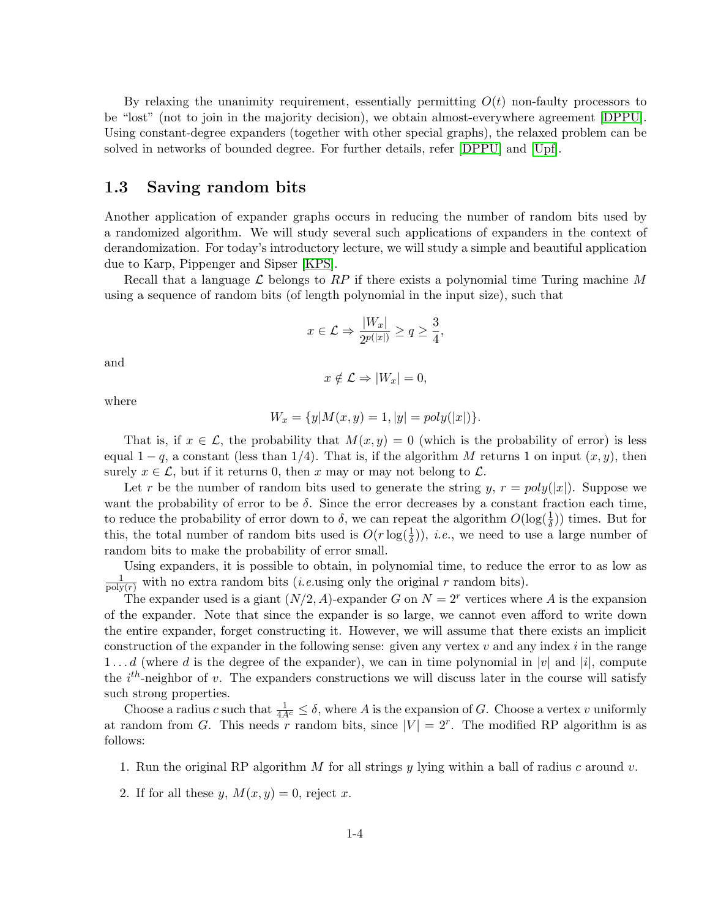By relaxing the unanimity requirement, essentially permitting $O(t)$ non-faulty processors to be "lost" (not to join in the majority decision), we obtain almost-everywhere agreement [DPPU]. Using constant-degree expanders (together with other special graphs), the relaxed problem can be solved in networks of bounded degree. For further details, refer [DPPU] and [Upf].

## 1.3 Saving random bits

Another application of expander graphs occurs in reducing the number of random bits used by a randomized algorithm. We will study several such applications of expanders in the context of derandomization. For today's introductory lecture, we will study a simple and beautiful application due to Karp, Pippenger and Sipser [KPS].

Recall that a language $\mathcal{L}$ belongs to $RP$ if there exists a polynomial time Turing machine $M$ using a sequence of random bits (of length polynomial in the input size), such that

$$x \in \mathcal{L} \Rightarrow \frac{|W_x|}{2^{p(|x|)}} \geq q \geq \frac{3}{4},$$

and

$$x \notin \mathcal{L} \Rightarrow |W_x| = 0,$$

where

$$W_x = \{y | M(x,y) = 1, |y| = poly(|x|)\}.$$

That is, if $x \in \mathcal{L}$, the probability that $M(x,y) = 0$ (which is the probability of error) is less equal $1 - q$, a constant (less than $1/4$). That is, if the algorithm $M$ returns 1 on input $(x,y)$, then surely $x \in \mathcal{L}$, but if it returns 0, then $x$ may or may not belong to $\mathcal{L}$.

Let $r$ be the number of random bits used to generate the string $y$, $r = poly(|x|)$. Suppose we want the probability of error to be $\delta$. Since the error decreases by a constant fraction each time, to reduce the probability of error down to $\delta$, we can repeat the algorithm $O(\log(\frac{1}{\delta}))$ times. But for this, the total number of random bits used is $O(r\log(\frac{1}{\delta}))$, *i.e.*, we need to use a large number of random bits to make the probability of error small.

Using expanders, it is possible to obtain, in polynomial time, to reduce the error to as low as $\frac{1}{\text{poly}(r)}$ with no extra random bits (*i.e.*using only the original $r$ random bits).

The expander used is a giant $(N/2, A)$-expander $G$ on $N = 2^r$ vertices where $A$ is the expansion of the expander. Note that since the expander is so large, we cannot even afford to write down the entire expander, forget constructing it. However, we will assume that there exists an implicit construction of the expander in the following sense: given any vertex $v$ and any index $i$ in the range $1 \ldots d$ (where $d$ is the degree of the expander), we can in time polynomial in $|v|$ and $|i|$, compute the $i^{th}$-neighbor of $v$. The expanders constructions we will discuss later in the course will satisfy such strong properties.

Choose a radius $c$ such that $\frac{1}{4A^c} \leq \delta$, where $A$ is the expansion of $G$. Choose a vertex $v$ uniformly at random from $G$. This needs $r$ random bits, since $|V| = 2^r$. The modified RP algorithm is as follows:

1. Run the original RP algorithm $M$ for all strings $y$ lying within a ball of radius $c$ around $v$.
2. If for all these $y$, $M(x,y) = 0$, reject $x$.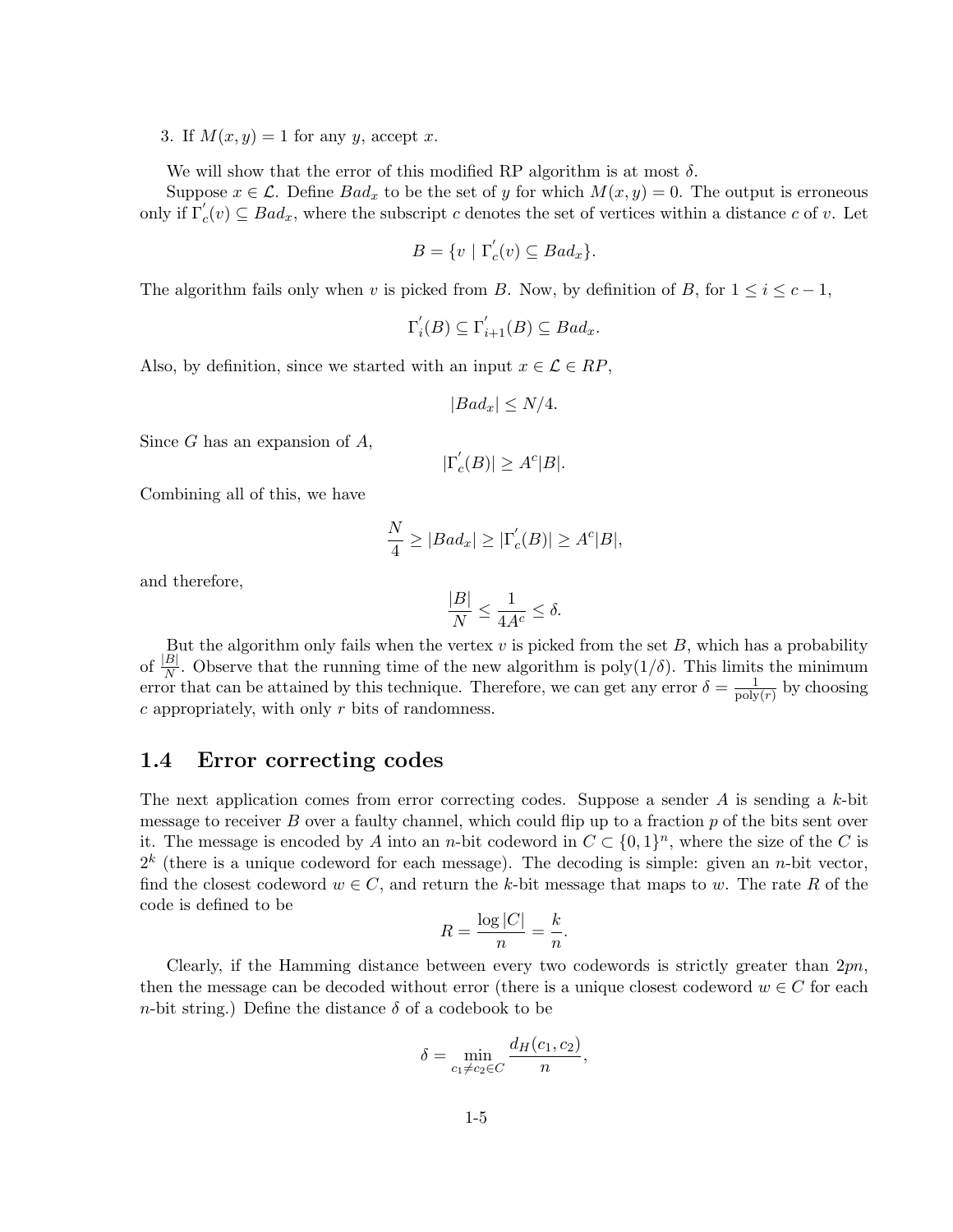3. If $M(x, y) = 1$ for any $y$, accept $x$.

We will show that the error of this modified RP algorithm is at most $\delta$.

Suppose $x \in \mathcal{L}$. Define $Bad_x$ to be the set of $y$ for which $M(x, y) = 0$. The output is erroneous only if $\Gamma_c^{'}(v) \subseteq Bad_x$, where the subscript $c$ denotes the set of vertices within a distance $c$ of $v$. Let

$$B = \{v \mid \Gamma_c^{'}(v) \subseteq Bad_x\}.$$

The algorithm fails only when $v$ is picked from $B$. Now, by definition of $B$, for $1 \leq i \leq c - 1$,

$$\Gamma_i^{'}(B) \subseteq \Gamma_{i+1}^{'}(B) \subseteq Bad_x.$$

Also, by definition, since we started with an input $x \in \mathcal{L} \in RP$,

$$|Bad_x| \leq N/4.$$

Since $G$ has an expansion of $A$,

$$|\Gamma_c^{'}(B)| \geq A^c |B|.$$

Combining all of this, we have

$$\frac{N}{4} \geq |Bad_x| \geq |\Gamma_c^{'}(B)| \geq A^c |B|,$$

and therefore,

$$\frac{|B|}{N} \leq \frac{1}{4A^c} \leq \delta.$$

But the algorithm only fails when the vertex $v$ is picked from the set $B$, which has a probability of $\frac{|B|}{N}$. Observe that the running time of the new algorithm is $\text{poly}(1/\delta)$. This limits the minimum error that can be attained by this technique. Therefore, we can get any error $\delta = \frac{1}{\text{poly}(r)}$ by choosing $c$ appropriately, with only $r$ bits of randomness.

## 1.4 Error correcting codes

The next application comes from error correcting codes. Suppose a sender $A$ is sending a $k$-bit message to receiver $B$ over a faulty channel, which could flip up to a fraction $p$ of the bits sent over it. The message is encoded by $A$ into an $n$-bit codeword in $C \subset \{0, 1\}^n$, where the size of the $C$ is $2^k$ (there is a unique codeword for each message). The decoding is simple: given an $n$-bit vector, find the closest codeword $w \in C$, and return the $k$-bit message that maps to $w$. The rate $R$ of the code is defined to be

$$R = \frac{\log |C|}{n} = \frac{k}{n}.$$

Clearly, if the Hamming distance between every two codewords is strictly greater than $2pn$, then the message can be decoded without error (there is a unique closest codeword $w \in C$ for each $n$-bit string.) Define the distance $\delta$ of a codebook to be

$$\delta = \min_{c_1 \neq c_2 \in C} \frac{d_H(c_1, c_2)}{n},$$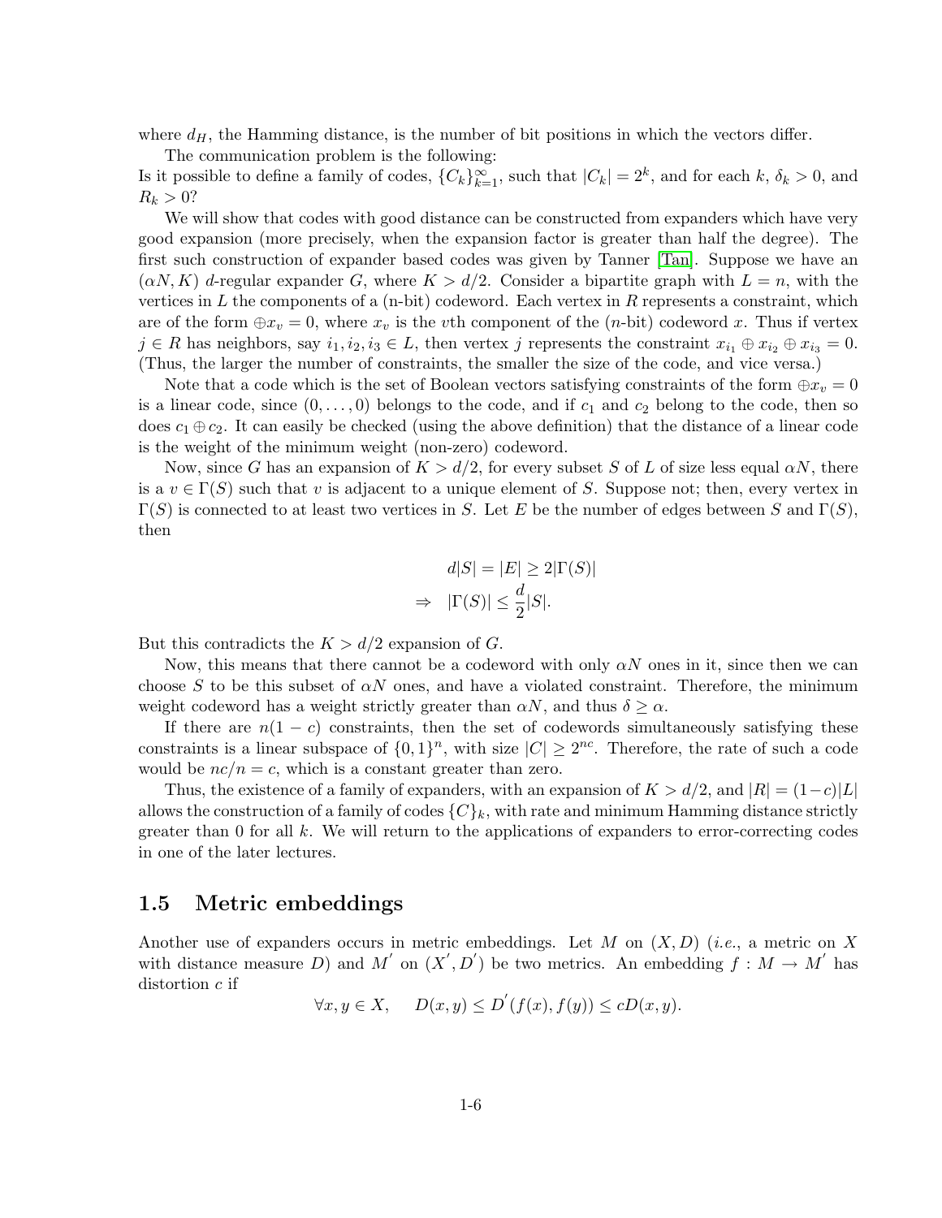where $d_H$, the Hamming distance, is the number of bit positions in which the vectors differ.

The communication problem is the following:
Is it possible to define a family of codes, $\{C_k\}_{k=1}^{\infty}$, such that $|C_k| = 2^k$, and for each $k$, $\delta_k > 0$, and $R_k > 0$?

We will show that codes with good distance can be constructed from expanders which have very good expansion (more precisely, when the expansion factor is greater than half the degree). The first such construction of expander based codes was given by Tanner [Tan]. Suppose we have an $(\alpha N, K)$ $d$-regular expander $G$, where $K > d/2$. Consider a bipartite graph with $L = n$, with the vertices in $L$ the components of a (n-bit) codeword. Each vertex in $R$ represents a constraint, which are of the form $\oplus x_v = 0$, where $x_v$ is the $v$th component of the ($n$-bit) codeword $x$. Thus if vertex $j \in R$ has neighbors, say $i_1, i_2, i_3 \in L$, then vertex $j$ represents the constraint $x_{i_1} \oplus x_{i_2} \oplus x_{i_3} = 0$. (Thus, the larger the number of constraints, the smaller the size of the code, and vice versa.)

Note that a code which is the set of Boolean vectors satisfying constraints of the form $\oplus x_v = 0$ is a linear code, since $(0, \ldots, 0)$ belongs to the code, and if $c_1$ and $c_2$ belong to the code, then so does $c_1 \oplus c_2$. It can easily be checked (using the above definition) that the distance of a linear code is the weight of the minimum weight (non-zero) codeword.

Now, since $G$ has an expansion of $K > d/2$, for every subset $S$ of $L$ of size less equal $\alpha N$, there is a $v \in \Gamma(S)$ such that $v$ is adjacent to a unique element of $S$. Suppose not; then, every vertex in $\Gamma(S)$ is connected to at least two vertices in $S$. Let $E$ be the number of edges between $S$ and $\Gamma(S)$, then

$$
\begin{aligned}
d|S| = |E| &\geq 2|\Gamma(S)| \\
\Rightarrow \quad |\Gamma(S)| &\leq \frac{d}{2}|S|.
\end{aligned}
$$

But this contradicts the $K > d/2$ expansion of $G$.

Now, this means that there cannot be a codeword with only $\alpha N$ ones in it, since then we can choose $S$ to be this subset of $\alpha N$ ones, and have a violated constraint. Therefore, the minimum weight codeword has a weight strictly greater than $\alpha N$, and thus $\delta \geq \alpha$.

If there are $n(1-c)$ constraints, then the set of codewords simultaneously satisfying these constraints is a linear subspace of $\{0,1\}^n$, with size $|C| \geq 2^{nc}$. Therefore, the rate of such a code would be $nc/n = c$, which is a constant greater than zero.

Thus, the existence of a family of expanders, with an expansion of $K > d/2$, and $|R| = (1-c)|L|$ allows the construction of a family of codes $\{C\}_k$, with rate and minimum Hamming distance strictly greater than 0 for all $k$. We will return to the applications of expanders to error-correcting codes in one of the later lectures.

## 1.5 Metric embeddings

Another use of expanders occurs in metric embeddings. Let $M$ on $(X, D)$ (*i.e.*, a metric on $X$ with distance measure $D$) and $M'$ on $(X', D')$ be two metrics. An embedding $f : M \to M'$ has distortion $c$ if

$$
\forall x, y \in X, \quad D(x,y) \leq D'(f(x), f(y)) \leq cD(x,y).
$$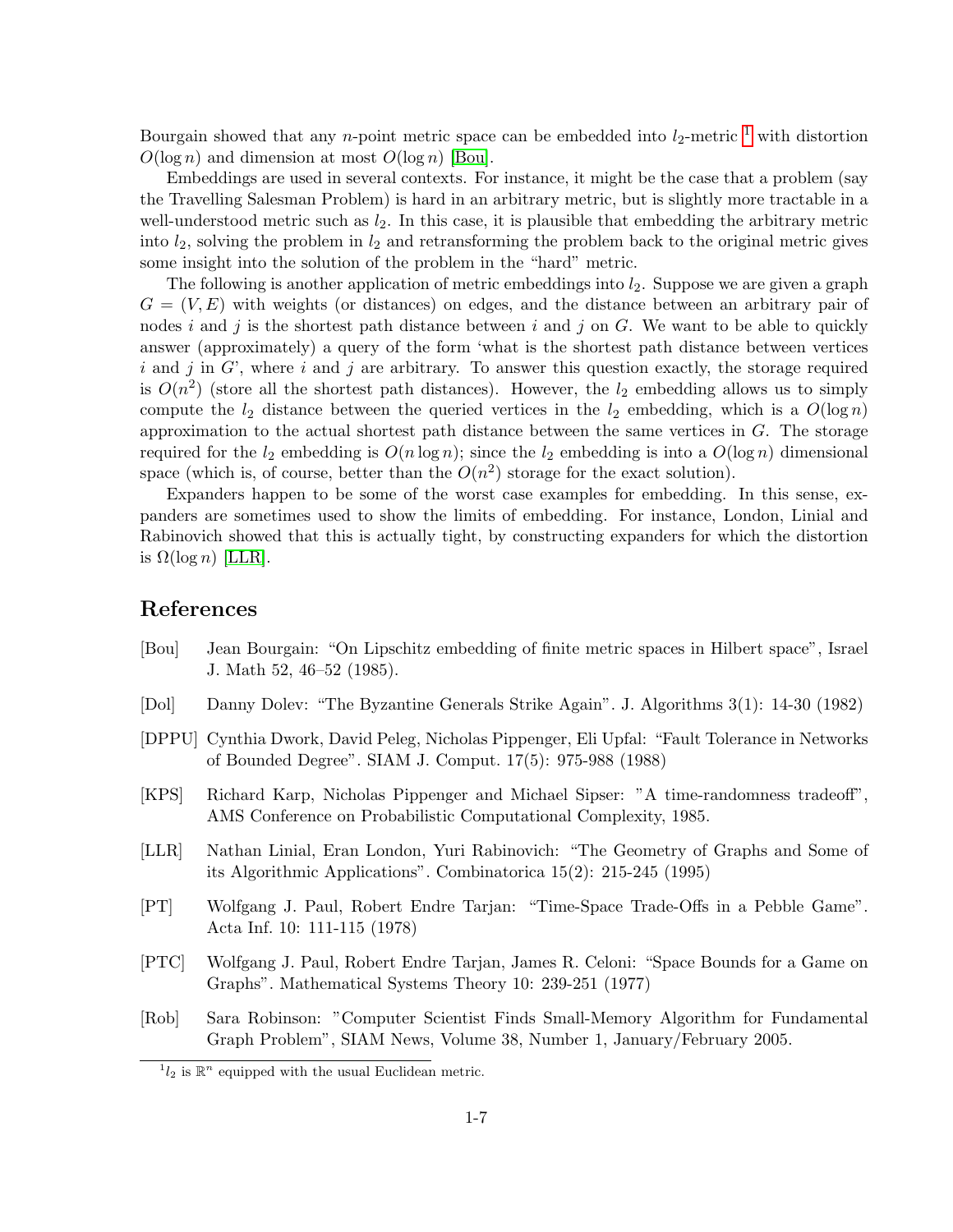Bourgain showed that any $n$-point metric space can be embedded into $l_2$-metric [1] with distortion $O(\log n)$ and dimension at most $O(\log n)$ [Bou].

Embeddings are used in several contexts. For instance, it might be the case that a problem (say the Travelling Salesman Problem) is hard in an arbitrary metric, but is slightly more tractable in a well-understood metric such as $l_2$. In this case, it is plausible that embedding the arbitrary metric into $l_2$, solving the problem in $l_2$ and retransforming the problem back to the original metric gives some insight into the solution of the problem in the "hard" metric.

The following is another application of metric embeddings into $l_2$. Suppose we are given a graph $G = (V, E)$ with weights (or distances) on edges, and the distance between an arbitrary pair of nodes $i$ and $j$ is the shortest path distance between $i$ and $j$ on $G$. We want to be able to quickly answer (approximately) a query of the form 'what is the shortest path distance between vertices $i$ and $j$ in $G$', where $i$ and $j$ are arbitrary. To answer this question exactly, the storage required is $O(n^2)$ (store all the shortest path distances). However, the $l_2$ embedding allows us to simply compute the $l_2$ distance between the queried vertices in the $l_2$ embedding, which is a $O(\log n)$ approximation to the actual shortest path distance between the same vertices in $G$. The storage required for the $l_2$ embedding is $O(n \log n)$; since the $l_2$ embedding is into a $O(\log n)$ dimensional space (which is, of course, better than the $O(n^2)$ storage for the exact solution).

Expanders happen to be some of the worst case examples for embedding. In this sense, expanders are sometimes used to show the limits of embedding. For instance, London, Linial and Rabinovich showed that this is actually tight, by constructing expanders for which the distortion is $\Omega(\log n)$ [LLR].

## References

[Bou] Jean Bourgain: "On Lipschitz embedding of finite metric spaces in Hilbert space", Israel J. Math 52, 46–52 (1985).

[Dol] Danny Dolev: "The Byzantine Generals Strike Again". J. Algorithms 3(1): 14-30 (1982)

[DPPU] Cynthia Dwork, David Peleg, Nicholas Pippenger, Eli Upfal: "Fault Tolerance in Networks of Bounded Degree". SIAM J. Comput. 17(5): 975-988 (1988)

[KPS] Richard Karp, Nicholas Pippenger and Michael Sipser: "A time-randomness tradeoff", AMS Conference on Probabilistic Computational Complexity, 1985.

[LLR] Nathan Linial, Eran London, Yuri Rabinovich: "The Geometry of Graphs and Some of its Algorithmic Applications". Combinatorica 15(2): 215-245 (1995)

[PT] Wolfgang J. Paul, Robert Endre Tarjan: "Time-Space Trade-Offs in a Pebble Game". Acta Inf. 10: 111-115 (1978)

[PTC] Wolfgang J. Paul, Robert Endre Tarjan, James R. Celoni: "Space Bounds for a Game on Graphs". Mathematical Systems Theory 10: 239-251 (1977)

[Rob] Sara Robinson: "Computer Scientist Finds Small-Memory Algorithm for Fundamental Graph Problem", SIAM News, Volume 38, Number 1, January/February 2005.

[1] $l_2$ is $\mathbb{R}^n$ equipped with the usual Euclidean metric.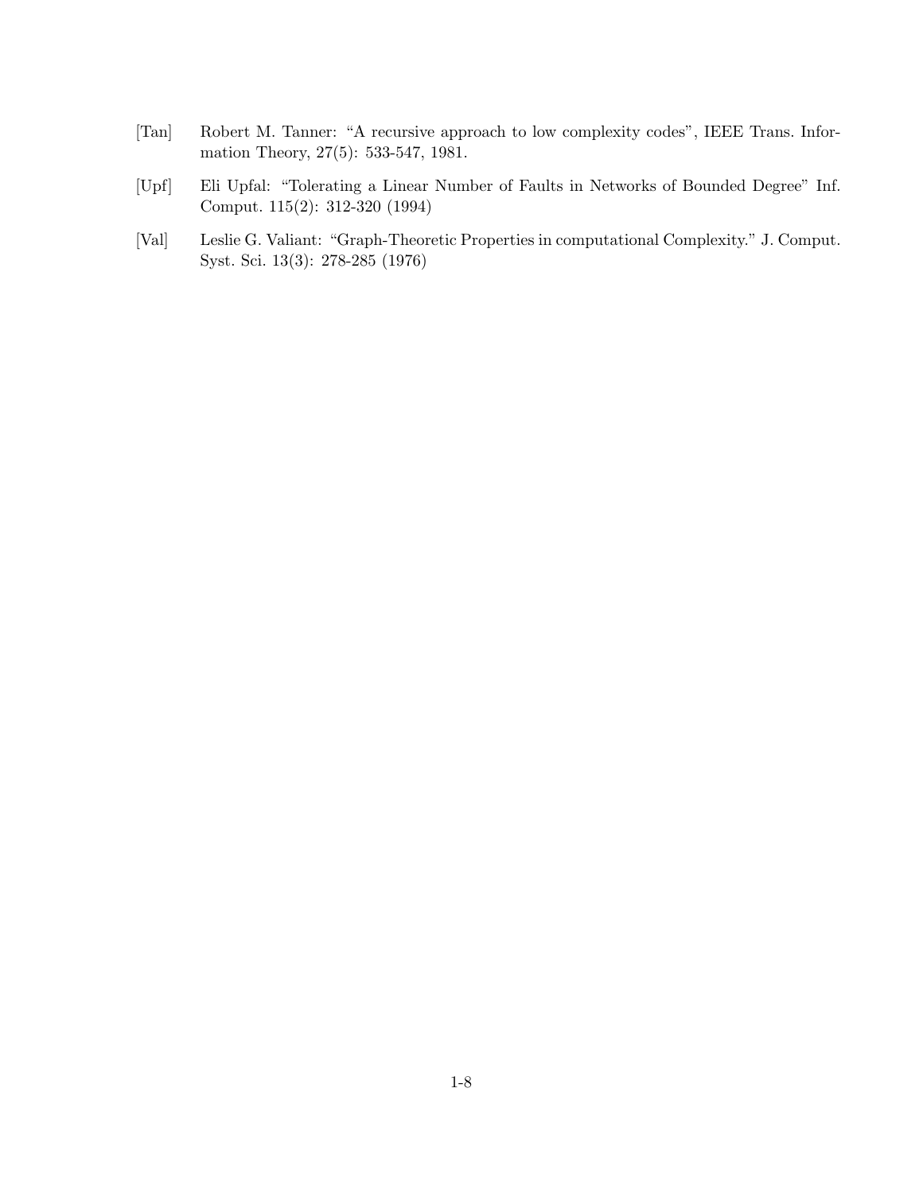[Tan] Robert M. Tanner: "A recursive approach to low complexity codes", IEEE Trans. Information Theory, 27(5): 533-547, 1981.

[Upf] Eli Upfal: "Tolerating a Linear Number of Faults in Networks of Bounded Degree" Inf. Comput. 115(2): 312-320 (1994)

[Val] Leslie G. Valiant: "Graph-Theoretic Properties in computational Complexity." J. Comput. Syst. Sci. 13(3): 278-285 (1976)